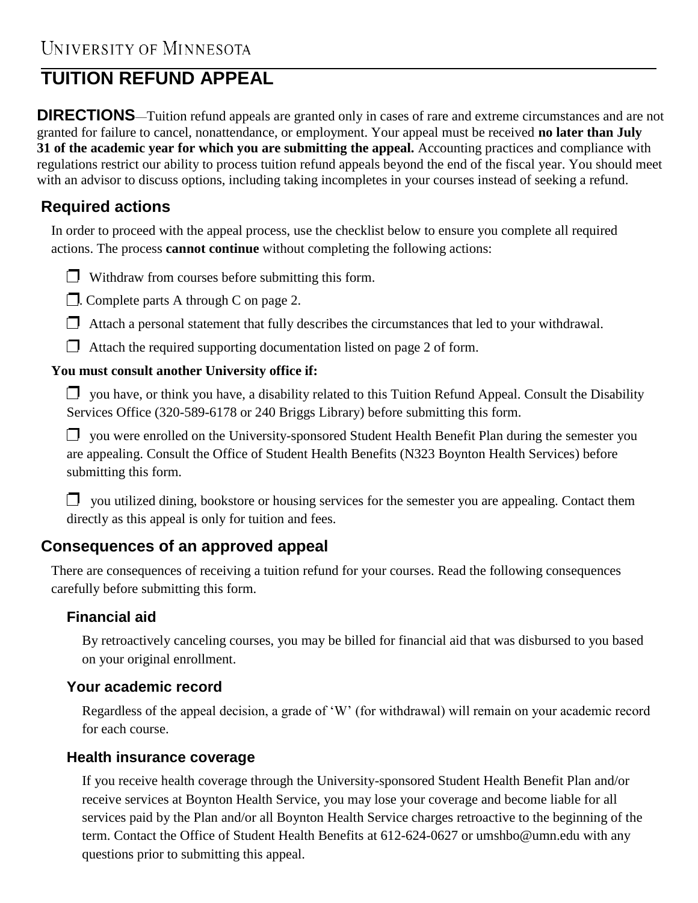UNIVERSITY OF MINNESOTA

# TUITION REFUND APPEAL

**DIRECTIONS**—Tuition refund appeals are granted only in cases of rare and extreme circumstances and are not granted for failure to cancel, nonattendance, or employment. Your appeal must be received **no later than July 31 of the academic year for which you are submitting the appeal.** Accounting practices and compliance with regulations restrict our ability to process tuition refund appeals beyond the end of the fiscal year. You should meet with an advisor to discuss options, including taking incompletes in your courses instead of seeking a refund.

## Required actions

In order to proceed with the appeal process, use the checklist below to ensure you complete all required actions. The process **cannot continue** without completing the following actions:

- ☐ Withdraw from courses before submitting this form.
- ☐. Complete parts A through C on page 2.
- ☐ Attach a personal statement that fully describes the circumstances that led to your withdrawal.
- ☐ Attach the required supporting documentation listed on page 2 of form.

**You must consult another University office if:**

- ☐ you have, or think you have, a disability related to this Tuition Refund Appeal. Consult the Disability Services Office (320-589-6178 or 240 Briggs Library) before submitting this form.
- ☐ you were enrolled on the University-sponsored Student Health Benefit Plan during the semester you are appealing. Consult the Office of Student Health Benefits (N323 Boynton Health Services) before submitting this form.
- ☐ you utilized dining, bookstore or housing services for the semester you are appealing. Contact them directly as this appeal is only for tuition and fees.

## Consequences of an approved appeal

There are consequences of receiving a tuition refund for your courses. Read the following consequences carefully before submitting this form.

### Financial aid

By retroactively canceling courses, you may be billed for financial aid that was disbursed to you based on your original enrollment.

### Your academic record

Regardless of the appeal decision, a grade of 'W' (for withdrawal) will remain on your academic record for each course.

### Health insurance coverage

If you receive health coverage through the University-sponsored Student Health Benefit Plan and/or receive services at Boynton Health Service, you may lose your coverage and become liable for all services paid by the Plan and/or all Boynton Health Service charges retroactive to the beginning of the term. Contact the Office of Student Health Benefits at 612-624-0627 or umshbo@umn.edu with any questions prior to submitting this appeal.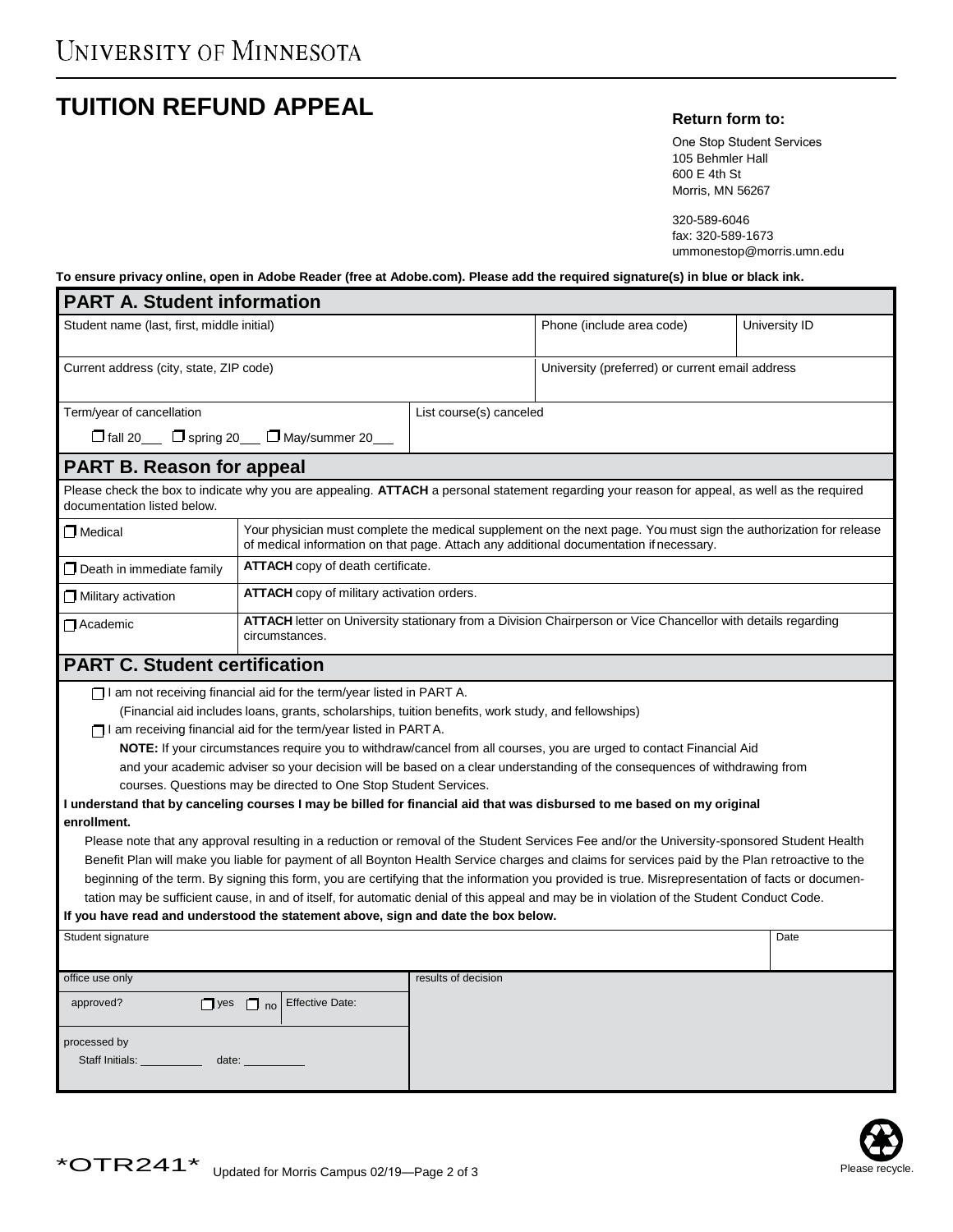# UNIVERSITY OF MINNESOTA

## TUITION REFUND APPEAL

**Return form to:**

One Stop Student Services
105 Behmler Hall
600 E 4th St
Morris, MN 56267

320-589-6046
fax: 320-589-1673
ummonestop@morris.umn.edu

**To ensure privacy online, open in Adobe Reader (free at Adobe.com). Please add the required signature(s) in blue or black ink.**

### PART A. Student information

| Student name (last, first, middle initial) | Phone (include area code) | University ID |
|---|---|---|
| | | |

| Current address (city, state, ZIP code) | University (preferred) or current email address |
|---|---|
| | |

| Term/year of cancellation | List course(s) canceled |
|---|---|
| ☐ fall 20___ ☐ spring 20___ ☐ May/summer 20___ | |

### PART B. Reason for appeal

Please check the box to indicate why you are appealing. **ATTACH** a personal statement regarding your reason for appeal, as well as the required documentation listed below.

| Reason | Documentation |
|---|---|
| ☐ Medical | Your physician must complete the medical supplement on the next page. You must sign the authorization for release of medical information on that page. Attach any additional documentation if necessary. |
| ☐ Death in immediate family | **ATTACH** copy of death certificate. |
| ☐ Military activation | **ATTACH** copy of military activation orders. |
| ☐ Academic | **ATTACH** letter on University stationary from a Division Chairperson or Vice Chancellor with details regarding circumstances. |

### PART C. Student certification

☐ I am not receiving financial aid for the term/year listed in PART A.
(Financial aid includes loans, grants, scholarships, tuition benefits, work study, and fellowships)

☐ I am receiving financial aid for the term/year listed in PART A.
**NOTE:** If your circumstances require you to withdraw/cancel from all courses, you are urged to contact Financial Aid and your academic adviser so your decision will be based on a clear understanding of the consequences of withdrawing from courses. Questions may be directed to One Stop Student Services.

**I understand that by canceling courses I may be billed for financial aid that was disbursed to me based on my original enrollment.**

Please note that any approval resulting in a reduction or removal of the Student Services Fee and/or the University-sponsored Student Health Benefit Plan will make you liable for payment of all Boynton Health Service charges and claims for services paid by the Plan retroactive to the beginning of the term. By signing this form, you are certifying that the information you provided is true. Misrepresentation of facts or documentation may be sufficient cause, in and of itself, for automatic denial of this appeal and may be in violation of the Student Conduct Code.

**If you have read and understood the statement above, sign and date the box below.**

| Student signature | Date |
|---|---|
| | |

| office use only | results of decision |
|---|---|
| approved? ☐ yes ☐ no Effective Date: | |
| processed by Staff Initials: __________ date: __________ | |

*OTR241* Updated for Morris Campus 02/19

Please recycle.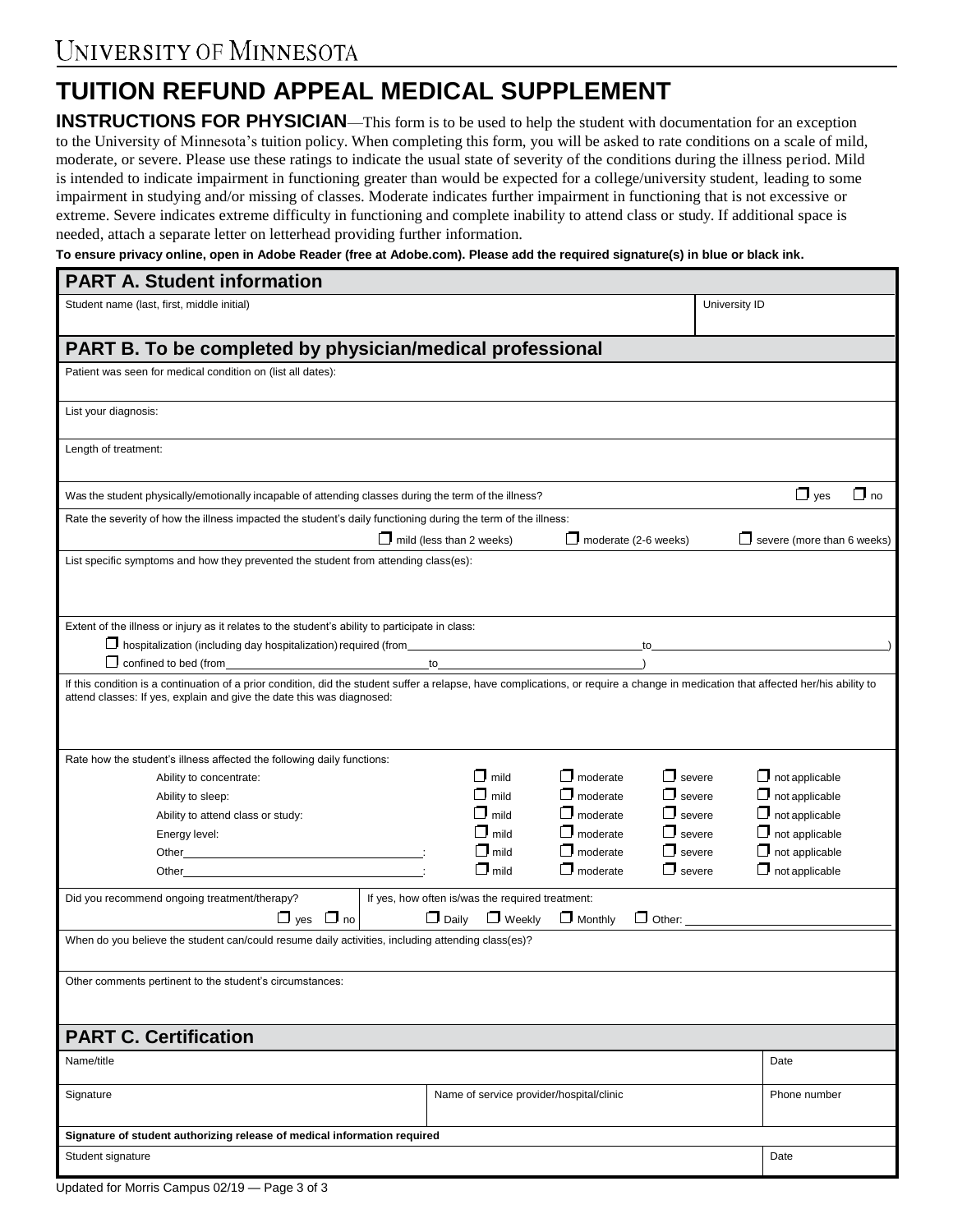# UNIVERSITY OF MINNESOTA

# TUITION REFUND APPEAL MEDICAL SUPPLEMENT

**INSTRUCTIONS FOR PHYSICIAN**—This form is to be used to help the student with documentation for an exception to the University of Minnesota's tuition policy. When completing this form, you will be asked to rate conditions on a scale of mild, moderate, or severe. Please use these ratings to indicate the usual state of severity of the conditions during the illness period. Mild is intended to indicate impairment in functioning greater than would be expected for a college/university student, leading to some impairment in studying and/or missing of classes. Moderate indicates further impairment in functioning that is not excessive or extreme. Severe indicates extreme difficulty in functioning and complete inability to attend class or study. If additional space is needed, attach a separate letter on letterhead providing further information.

**To ensure privacy online, open in Adobe Reader (free at Adobe.com). Please add the required signature(s) in blue or black ink.**

## PART A. Student information

Student name (last, first, middle initial)

University ID

## PART B. To be completed by physician/medical professional

Patient was seen for medical condition on (list all dates):

List your diagnosis:

Length of treatment:

Was the student physically/emotionally incapable of attending classes during the term of the illness? ☐ yes ☐ no

Rate the severity of how the illness impacted the student's daily functioning during the term of the illness:

☐ mild (less than 2 weeks) ☐ moderate (2-6 weeks) ☐ severe (more than 6 weeks)

List specific symptoms and how they prevented the student from attending class(es):

Extent of the illness or injury as it relates to the student's ability to participate in class:

☐ hospitalization (including day hospitalization) required (from\_\_\_\_\_\_\_\_\_\_\_\_ to\_\_\_\_\_\_\_\_\_\_\_\_)

☐ confined to bed (from\_\_\_\_\_\_\_\_\_\_\_\_ to\_\_\_\_\_\_\_\_\_\_\_\_)

If this condition is a continuation of a prior condition, did the student suffer a relapse, have complications, or require a change in medication that affected her/his ability to attend classes: If yes, explain and give the date this was diagnosed:

Rate how the student's illness affected the following daily functions:

| | | | | |
|---|---|---|---|---|
| Ability to concentrate: | ☐ mild | ☐ moderate | ☐ severe | ☐ not applicable |
| Ability to sleep: | ☐ mild | ☐ moderate | ☐ severe | ☐ not applicable |
| Ability to attend class or study: | ☐ mild | ☐ moderate | ☐ severe | ☐ not applicable |
| Energy level: | ☐ mild | ☐ moderate | ☐ severe | ☐ not applicable |
| Other\_\_\_\_\_\_\_\_\_\_\_\_: | ☐ mild | ☐ moderate | ☐ severe | ☐ not applicable |
| Other\_\_\_\_\_\_\_\_\_\_\_\_: | ☐ mild | ☐ moderate | ☐ severe | ☐ not applicable |

Did you recommend ongoing treatment/therapy? ☐ yes ☐ no

If yes, how often is/was the required treatment: ☐ Daily ☐ Weekly ☐ Monthly ☐ Other: \_\_\_\_\_\_\_\_\_\_\_\_

When do you believe the student can/could resume daily activities, including attending class(es)?

Other comments pertinent to the student's circumstances:

## PART C. Certification

| | | |
|---|---|---|
| Name/title | | Date |
| Signature | Name of service provider/hospital/clinic | Phone number |

**Signature of student authorizing release of medical information required**

| | |
|---|---|
| Student signature | Date |

Updated for Morris Campus 02/19